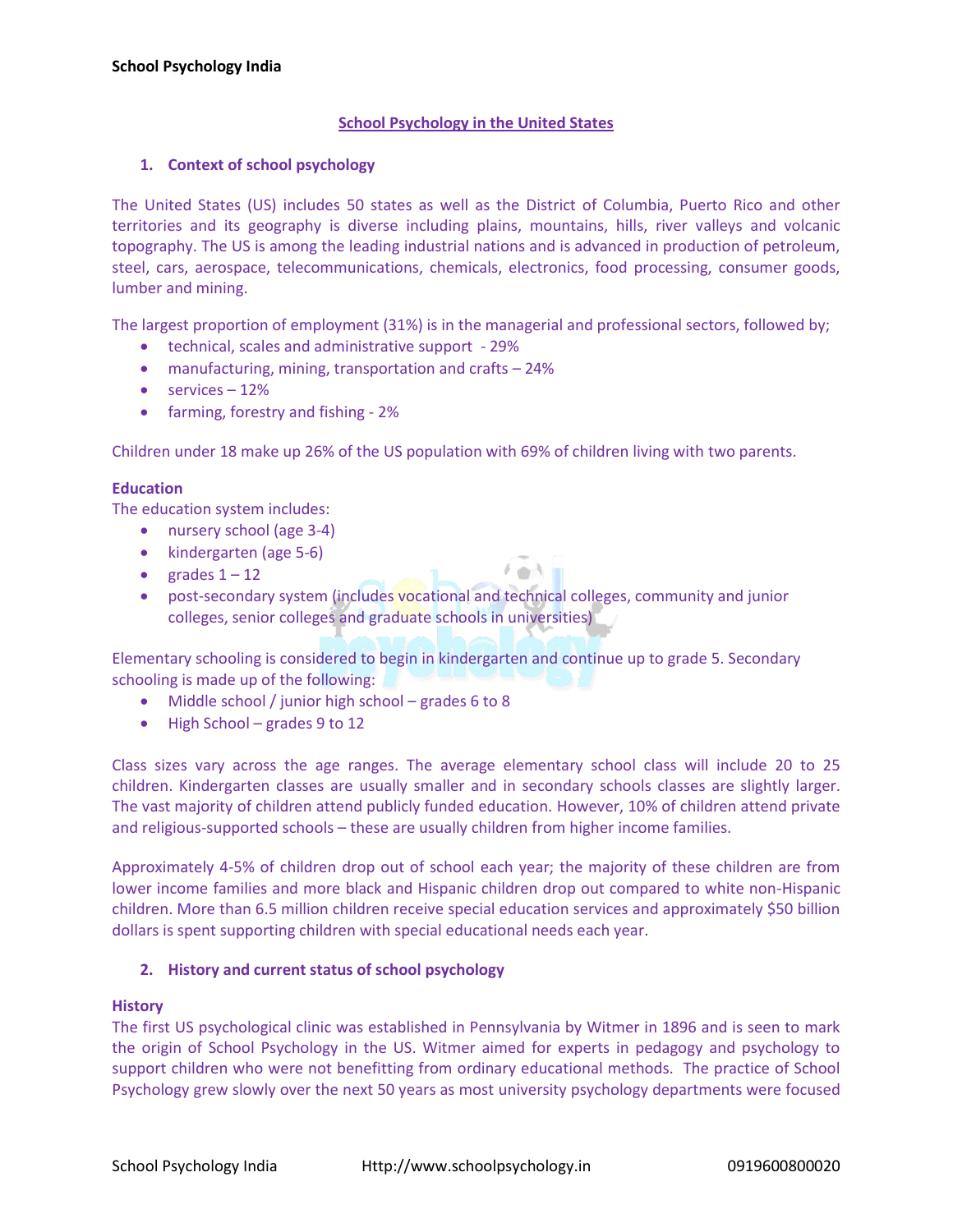# School Psychology in the United States

## 1. Context of school psychology

The United States (US) includes 50 states as well as the District of Columbia, Puerto Rico and other territories and its geography is diverse including plains, mountains, hills, river valleys and volcanic topography. The US is among the leading industrial nations and is advanced in production of petroleum, steel, cars, aerospace, telecommunications, chemicals, electronics, food processing, consumer goods, lumber and mining.

The largest proportion of employment (31%) is in the managerial and professional sectors, followed by;

- technical, scales and administrative support - 29%
- manufacturing, mining, transportation and crafts – 24%
- services – 12%
- farming, forestry and fishing - 2%

Children under 18 make up 26% of the US population with 69% of children living with two parents.

### Education

The education system includes:

- nursery school (age 3-4)
- kindergarten (age 5-6)
- grades 1 – 12
- post-secondary system (includes vocational and technical colleges, community and junior colleges, senior colleges and graduate schools in universities)

Elementary schooling is considered to begin in kindergarten and continue up to grade 5. Secondary schooling is made up of the following:

- Middle school / junior high school – grades 6 to 8
- High School – grades 9 to 12

Class sizes vary across the age ranges. The average elementary school class will include 20 to 25 children. Kindergarten classes are usually smaller and in secondary schools classes are slightly larger. The vast majority of children attend publicly funded education. However, 10% of children attend private and religious-supported schools – these are usually children from higher income families.

Approximately 4-5% of children drop out of school each year; the majority of these children are from lower income families and more black and Hispanic children drop out compared to white non-Hispanic children. More than 6.5 million children receive special education services and approximately $50 billion dollars is spent supporting children with special educational needs each year.

## 2. History and current status of school psychology

### History

The first US psychological clinic was established in Pennsylvania by Witmer in 1896 and is seen to mark the origin of School Psychology in the US. Witmer aimed for experts in pedagogy and psychology to support children who were not benefitting from ordinary educational methods. The practice of School Psychology grew slowly over the next 50 years as most university psychology departments were focused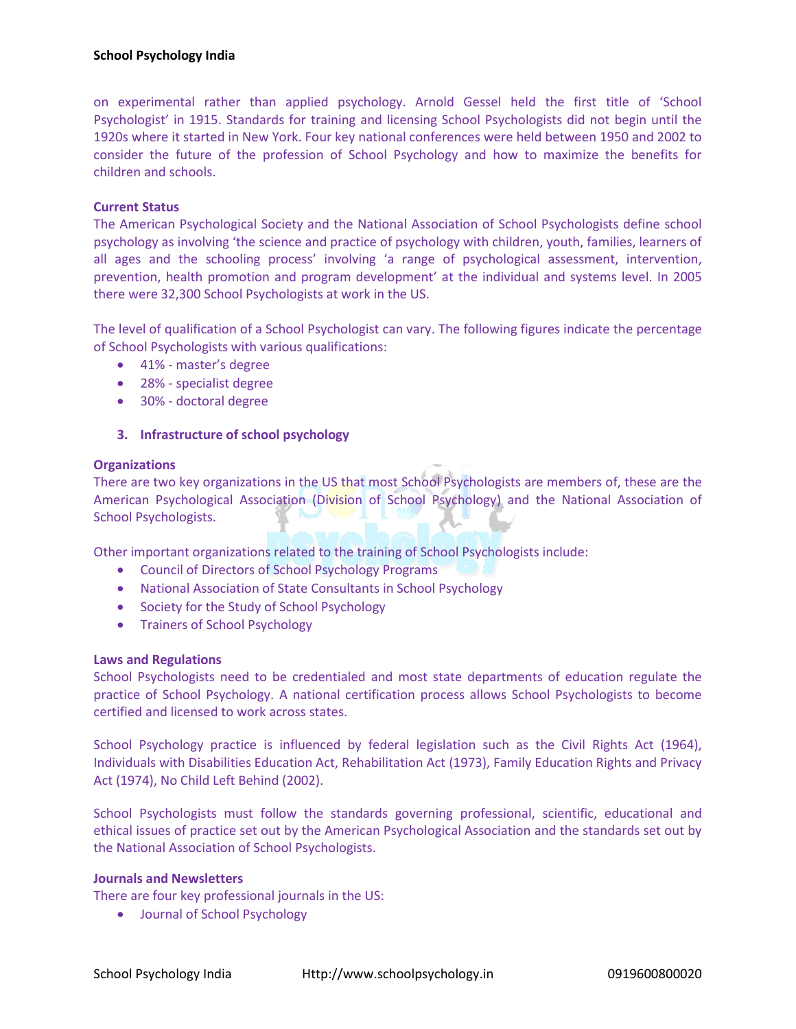on experimental rather than applied psychology. Arnold Gessel held the first title of 'School Psychologist' in 1915. Standards for training and licensing School Psychologists did not begin until the 1920s where it started in New York. Four key national conferences were held between 1950 and 2002 to consider the future of the profession of School Psychology and how to maximize the benefits for children and schools.

### Current Status

The American Psychological Society and the National Association of School Psychologists define school psychology as involving 'the science and practice of psychology with children, youth, families, learners of all ages and the schooling process' involving 'a range of psychological assessment, intervention, prevention, health promotion and program development' at the individual and systems level. In 2005 there were 32,300 School Psychologists at work in the US.

The level of qualification of a School Psychologist can vary. The following figures indicate the percentage of School Psychologists with various qualifications:

- 41% - master's degree
- 28% - specialist degree
- 30% - doctoral degree

## 3. Infrastructure of school psychology

### Organizations

There are two key organizations in the US that most School Psychologists are members of, these are the American Psychological Association (Division of School Psychology) and the National Association of School Psychologists.

Other important organizations related to the training of School Psychologists include:

- Council of Directors of School Psychology Programs
- National Association of State Consultants in School Psychology
- Society for the Study of School Psychology
- Trainers of School Psychology

### Laws and Regulations

School Psychologists need to be credentialed and most state departments of education regulate the practice of School Psychology. A national certification process allows School Psychologists to become certified and licensed to work across states.

School Psychology practice is influenced by federal legislation such as the Civil Rights Act (1964), Individuals with Disabilities Education Act, Rehabilitation Act (1973), Family Education Rights and Privacy Act (1974), No Child Left Behind (2002).

School Psychologists must follow the standards governing professional, scientific, educational and ethical issues of practice set out by the American Psychological Association and the standards set out by the National Association of School Psychologists.

### Journals and Newsletters

There are four key professional journals in the US:

- Journal of School Psychology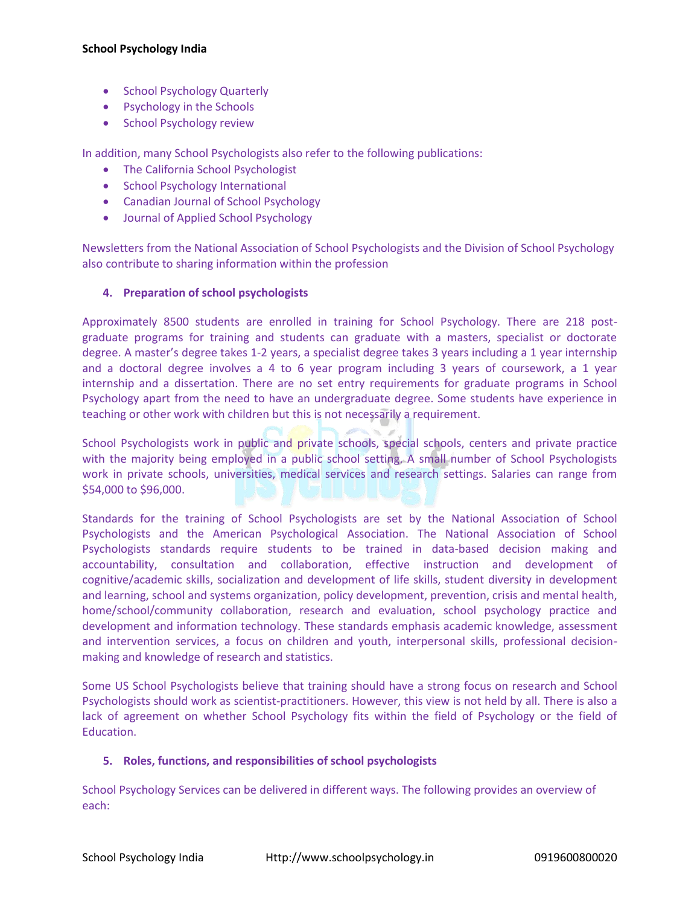- School Psychology Quarterly
- Psychology in the Schools
- School Psychology review

In addition, many School Psychologists also refer to the following publications:

- The California School Psychologist
- School Psychology International
- Canadian Journal of School Psychology
- Journal of Applied School Psychology

Newsletters from the National Association of School Psychologists and the Division of School Psychology also contribute to sharing information within the profession

## 4. Preparation of school psychologists

Approximately 8500 students are enrolled in training for School Psychology. There are 218 post-graduate programs for training and students can graduate with a masters, specialist or doctorate degree. A master's degree takes 1-2 years, a specialist degree takes 3 years including a 1 year internship and a doctoral degree involves a 4 to 6 year program including 3 years of coursework, a 1 year internship and a dissertation. There are no set entry requirements for graduate programs in School Psychology apart from the need to have an undergraduate degree. Some students have experience in teaching or other work with children but this is not necessarily a requirement.

School Psychologists work in public and private schools, special schools, centers and private practice with the majority being employed in a public school setting. A small number of School Psychologists work in private schools, universities, medical services and research settings. Salaries can range from $54,000 to $96,000.

Standards for the training of School Psychologists are set by the National Association of School Psychologists and the American Psychological Association. The National Association of School Psychologists standards require students to be trained in data-based decision making and accountability, consultation and collaboration, effective instruction and development of cognitive/academic skills, socialization and development of life skills, student diversity in development and learning, school and systems organization, policy development, prevention, crisis and mental health, home/school/community collaboration, research and evaluation, school psychology practice and development and information technology. These standards emphasis academic knowledge, assessment and intervention services, a focus on children and youth, interpersonal skills, professional decision-making and knowledge of research and statistics.

Some US School Psychologists believe that training should have a strong focus on research and School Psychologists should work as scientist-practitioners. However, this view is not held by all. There is also a lack of agreement on whether School Psychology fits within the field of Psychology or the field of Education.

## 5. Roles, functions, and responsibilities of school psychologists

School Psychology Services can be delivered in different ways. The following provides an overview of each: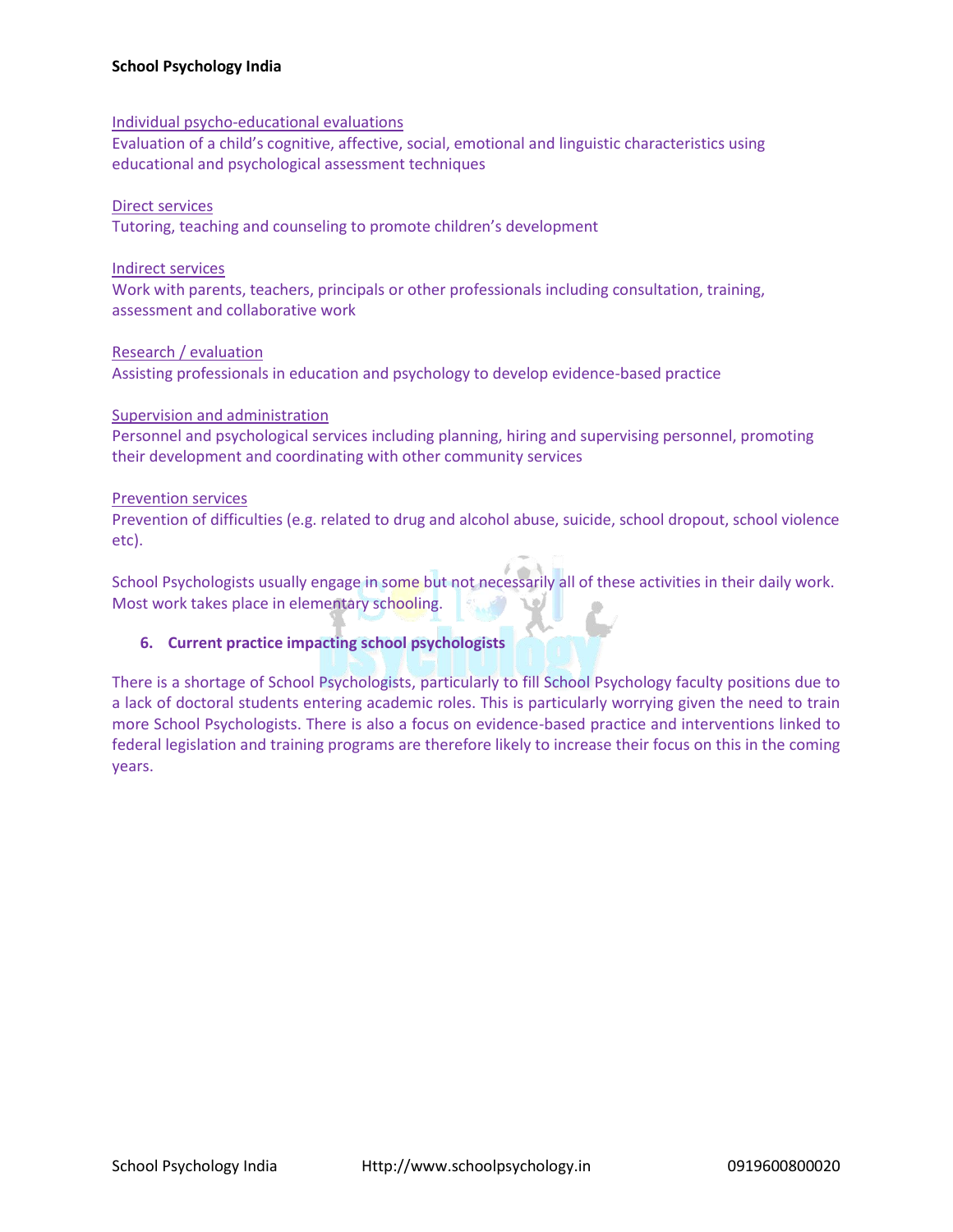Individual psycho-educational evaluations
Evaluation of a child's cognitive, affective, social, emotional and linguistic characteristics using educational and psychological assessment techniques

Direct services
Tutoring, teaching and counseling to promote children's development

Indirect services
Work with parents, teachers, principals or other professionals including consultation, training, assessment and collaborative work

Research / evaluation
Assisting professionals in education and psychology to develop evidence-based practice

Supervision and administration
Personnel and psychological services including planning, hiring and supervising personnel, promoting their development and coordinating with other community services

Prevention services
Prevention of difficulties (e.g. related to drug and alcohol abuse, suicide, school dropout, school violence etc).

School Psychologists usually engage in some but not necessarily all of these activities in their daily work. Most work takes place in elementary schooling.

## 6. Current practice impacting school psychologists

There is a shortage of School Psychologists, particularly to fill School Psychology faculty positions due to a lack of doctoral students entering academic roles. This is particularly worrying given the need to train more School Psychologists. There is also a focus on evidence-based practice and interventions linked to federal legislation and training programs are therefore likely to increase their focus on this in the coming years.